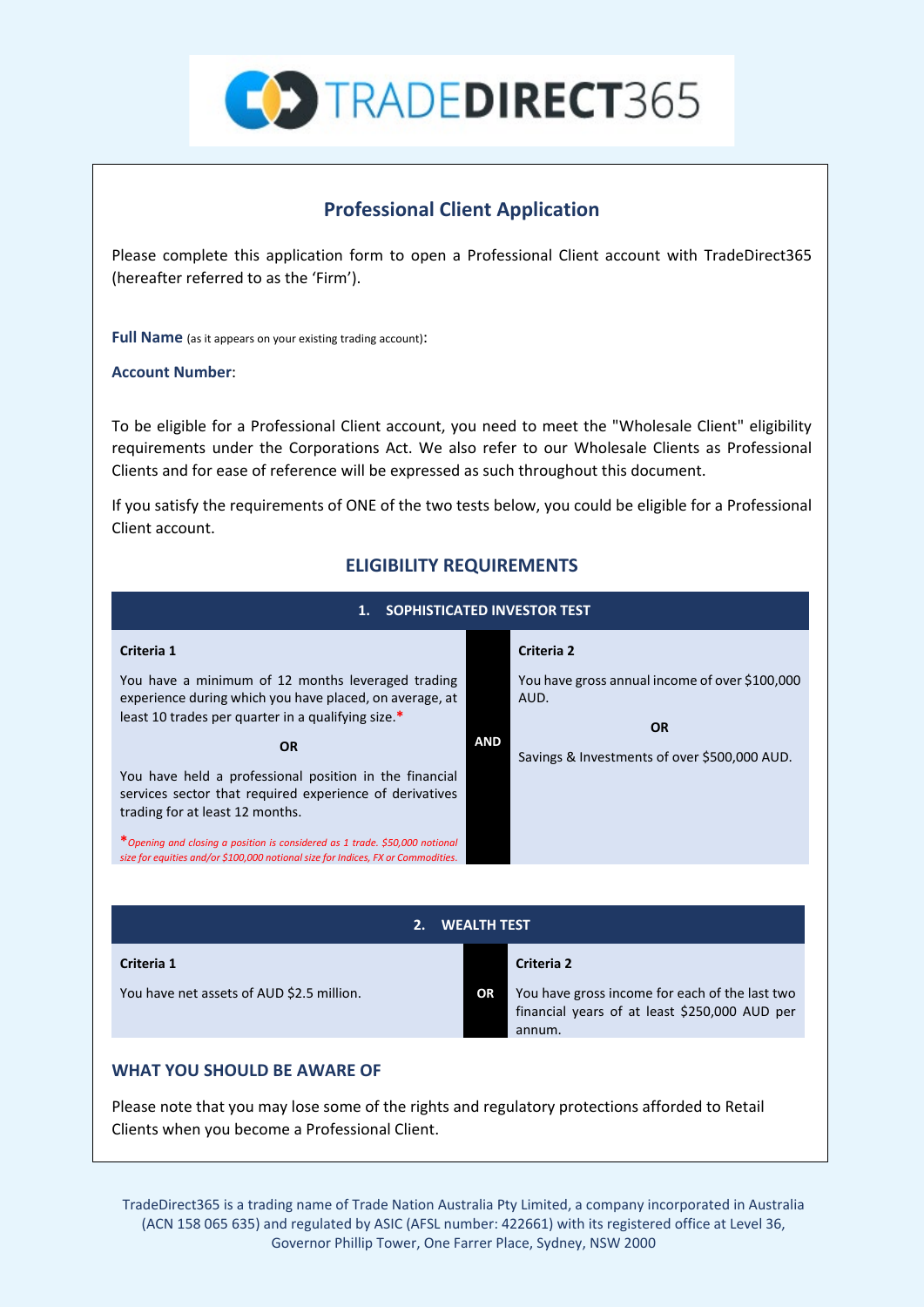# TRADEDIRECT365

## Professional Client Application

Please complete this application form to open a Professional Client account with TradeDirect365 (hereafter referred to as the 'Firm').

**Full Name** (as it appears on your existing trading account):

**Account Number**:

To be eligible for a Professional Client account, you need to meet the "Wholesale Client" eligibility requirements under the Corporations Act. We also refer to our Wholesale Clients as Professional Clients and for ease of reference will be expressed as such throughout this document.

If you satisfy the requirements of ONE of the two tests below, you could be eligible for a Professional Client account.

### ELIGIBILITY REQUIREMENTS

| 1. SOPHISTICATED INVESTOR TEST | | |
|---|---|---|
| **Criteria 1**<br><br>You have a minimum of 12 months leveraged trading experience during which you have placed, on average, at least 10 trades per quarter in a qualifying size.*<br><br>**OR**<br><br>You have held a professional position in the financial services sector that required experience of derivatives trading for at least 12 months.<br><br>*\*Opening and closing a position is considered as 1 trade. $50,000 notional size for equities and/or $100,000 notional size for Indices, FX or Commodities.* | **AND** | **Criteria 2**<br><br>You have gross annual income of over $100,000 AUD.<br><br>**OR**<br><br>Savings & Investments of over $500,000 AUD. |

| 2. WEALTH TEST | | |
|---|---|---|
| **Criteria 1**<br><br>You have net assets of AUD $2.5 million. | **OR** | **Criteria 2**<br><br>You have gross income for each of the last two financial years of at least $250,000 AUD per annum. |

### WHAT YOU SHOULD BE AWARE OF

Please note that you may lose some of the rights and regulatory protections afforded to Retail Clients when you become a Professional Client.

TradeDirect365 is a trading name of Trade Nation Australia Pty Limited, a company incorporated in Australia (ACN 158 065 635) and regulated by ASIC (AFSL number: 422661) with its registered office at Level 36, Governor Phillip Tower, One Farrer Place, Sydney, NSW 2000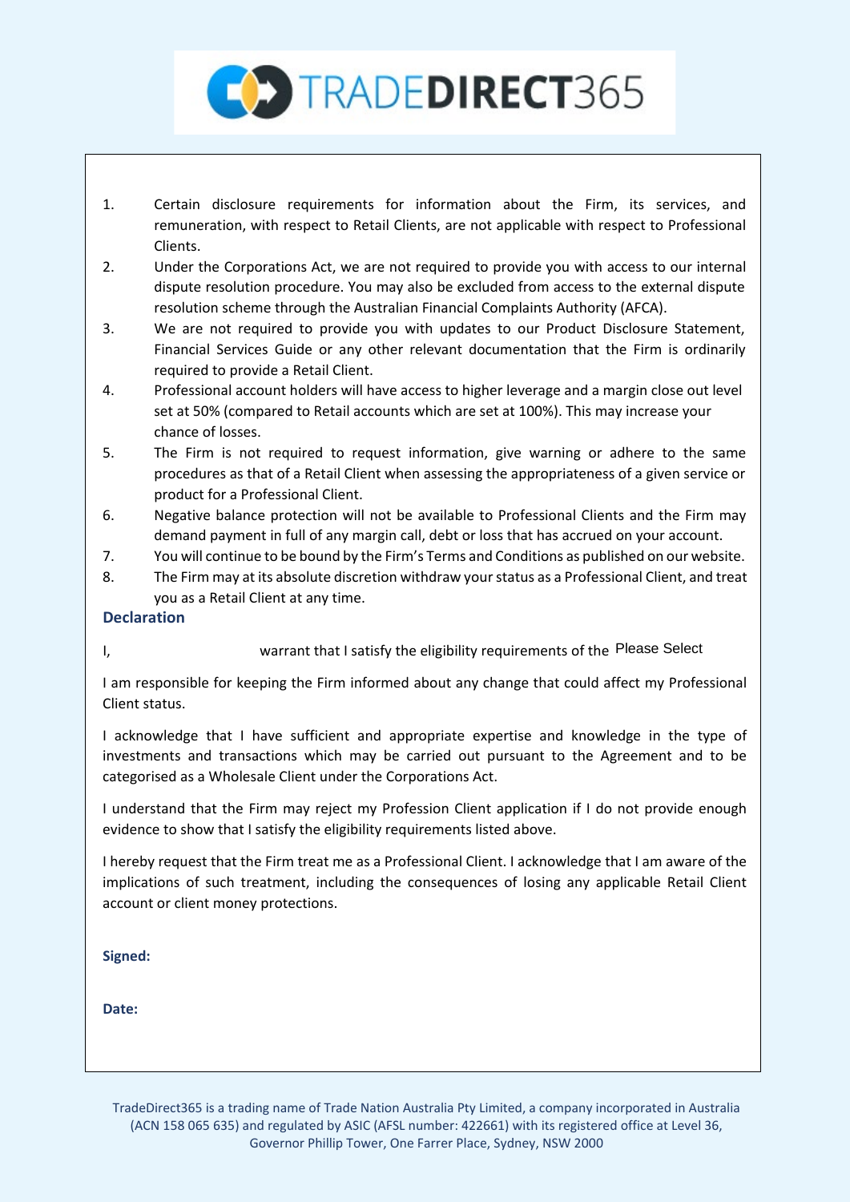1. Certain disclosure requirements for information about the Firm, its services, and remuneration, with respect to Retail Clients, are not applicable with respect to Professional Clients.
2. Under the Corporations Act, we are not required to provide you with access to our internal dispute resolution procedure. You may also be excluded from access to the external dispute resolution scheme through the Australian Financial Complaints Authority (AFCA).
3. We are not required to provide you with updates to our Product Disclosure Statement, Financial Services Guide or any other relevant documentation that the Firm is ordinarily required to provide a Retail Client.
4. Professional account holders will have access to higher leverage and a margin close out level set at 50% (compared to Retail accounts which are set at 100%). This may increase your chance of losses.
5. The Firm is not required to request information, give warning or adhere to the same procedures as that of a Retail Client when assessing the appropriateness of a given service or product for a Professional Client.
6. Negative balance protection will not be available to Professional Clients and the Firm may demand payment in full of any margin call, debt or loss that has accrued on your account.
7. You will continue to be bound by the Firm's Terms and Conditions as published on our website.
8. The Firm may at its absolute discretion withdraw your status as a Professional Client, and treat you as a Retail Client at any time.

### Declaration

I, warrant that I satisfy the eligibility requirements of the Please Select

I am responsible for keeping the Firm informed about any change that could affect my Professional Client status.

I acknowledge that I have sufficient and appropriate expertise and knowledge in the type of investments and transactions which may be carried out pursuant to the Agreement and to be categorised as a Wholesale Client under the Corporations Act.

I understand that the Firm may reject my Profession Client application if I do not provide enough evidence to show that I satisfy the eligibility requirements listed above.

I hereby request that the Firm treat me as a Professional Client. I acknowledge that I am aware of the implications of such treatment, including the consequences of losing any applicable Retail Client account or client money protections.

**Signed:**

**Date:**

TradeDirect365 is a trading name of Trade Nation Australia Pty Limited, a company incorporated in Australia (ACN 158 065 635) and regulated by ASIC (AFSL number: 422661) with its registered office at Level 36, Governor Phillip Tower, One Farrer Place, Sydney, NSW 2000